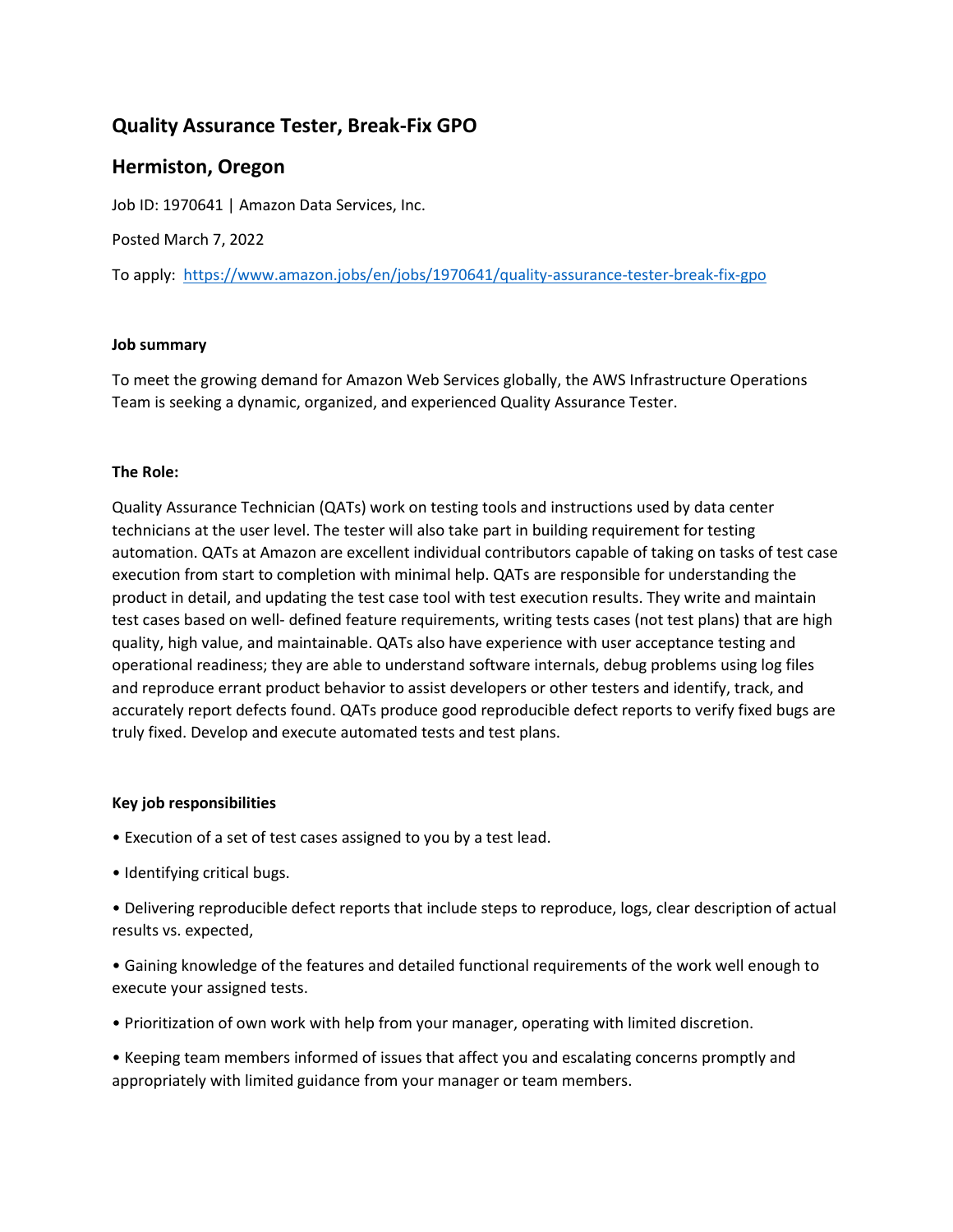## Quality Assurance Tester, Break-Fix GPO

## Hermiston, Oregon

Job ID: 1970641 | Amazon Data Services, Inc.

Posted March 7, 2022

To apply: [https://www.amazon.jobs/en/jobs/1970641/quality-assurance-tester-break-fix-gpo](https://www.amazon.jobs/en/jobs/1970641/quality-assurance-tester-break-fix-gpo)

**Job summary**

To meet the growing demand for Amazon Web Services globally, the AWS Infrastructure Operations Team is seeking a dynamic, organized, and experienced Quality Assurance Tester.

**The Role:**

Quality Assurance Technician (QATs) work on testing tools and instructions used by data center technicians at the user level. The tester will also take part in building requirement for testing automation. QATs at Amazon are excellent individual contributors capable of taking on tasks of test case execution from start to completion with minimal help. QATs are responsible for understanding the product in detail, and updating the test case tool with test execution results. They write and maintain test cases based on well- defined feature requirements, writing tests cases (not test plans) that are high quality, high value, and maintainable. QATs also have experience with user acceptance testing and operational readiness; they are able to understand software internals, debug problems using log files and reproduce errant product behavior to assist developers or other testers and identify, track, and accurately report defects found. QATs produce good reproducible defect reports to verify fixed bugs are truly fixed. Develop and execute automated tests and test plans.

**Key job responsibilities**

- Execution of a set of test cases assigned to you by a test lead.
- Identifying critical bugs.
- Delivering reproducible defect reports that include steps to reproduce, logs, clear description of actual results vs. expected,
- Gaining knowledge of the features and detailed functional requirements of the work well enough to execute your assigned tests.
- Prioritization of own work with help from your manager, operating with limited discretion.
- Keeping team members informed of issues that affect you and escalating concerns promptly and appropriately with limited guidance from your manager or team members.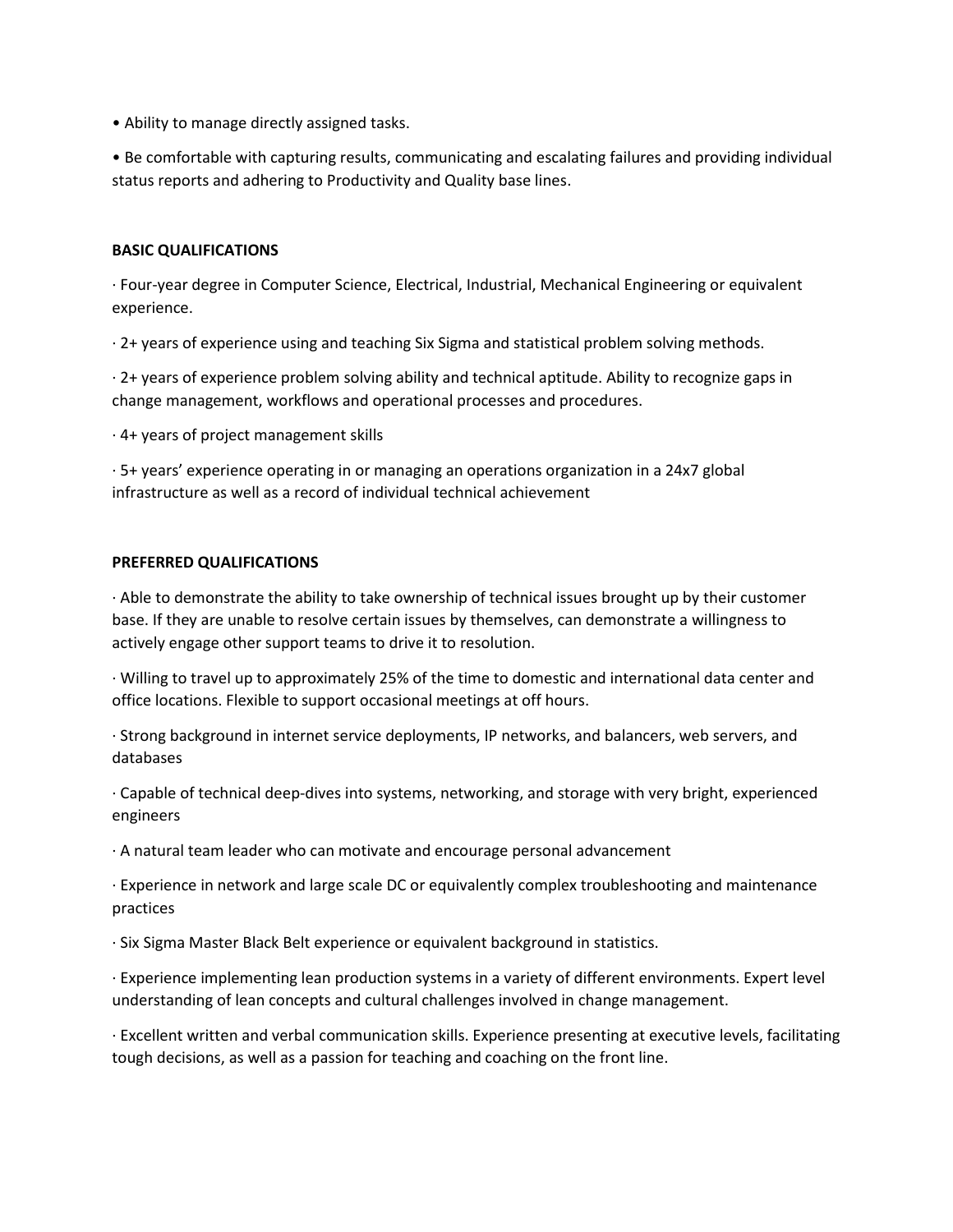- Ability to manage directly assigned tasks.
- Be comfortable with capturing results, communicating and escalating failures and providing individual status reports and adhering to Productivity and Quality base lines.

**BASIC QUALIFICATIONS**

- Four-year degree in Computer Science, Electrical, Industrial, Mechanical Engineering or equivalent experience.
- 2+ years of experience using and teaching Six Sigma and statistical problem solving methods.
- 2+ years of experience problem solving ability and technical aptitude. Ability to recognize gaps in change management, workflows and operational processes and procedures.
- 4+ years of project management skills
- 5+ years' experience operating in or managing an operations organization in a 24x7 global infrastructure as well as a record of individual technical achievement

**PREFERRED QUALIFICATIONS**

- Able to demonstrate the ability to take ownership of technical issues brought up by their customer base. If they are unable to resolve certain issues by themselves, can demonstrate a willingness to actively engage other support teams to drive it to resolution.
- Willing to travel up to approximately 25% of the time to domestic and international data center and office locations. Flexible to support occasional meetings at off hours.
- Strong background in internet service deployments, IP networks, and balancers, web servers, and databases
- Capable of technical deep-dives into systems, networking, and storage with very bright, experienced engineers
- A natural team leader who can motivate and encourage personal advancement
- Experience in network and large scale DC or equivalently complex troubleshooting and maintenance practices
- Six Sigma Master Black Belt experience or equivalent background in statistics.
- Experience implementing lean production systems in a variety of different environments. Expert level understanding of lean concepts and cultural challenges involved in change management.
- Excellent written and verbal communication skills. Experience presenting at executive levels, facilitating tough decisions, as well as a passion for teaching and coaching on the front line.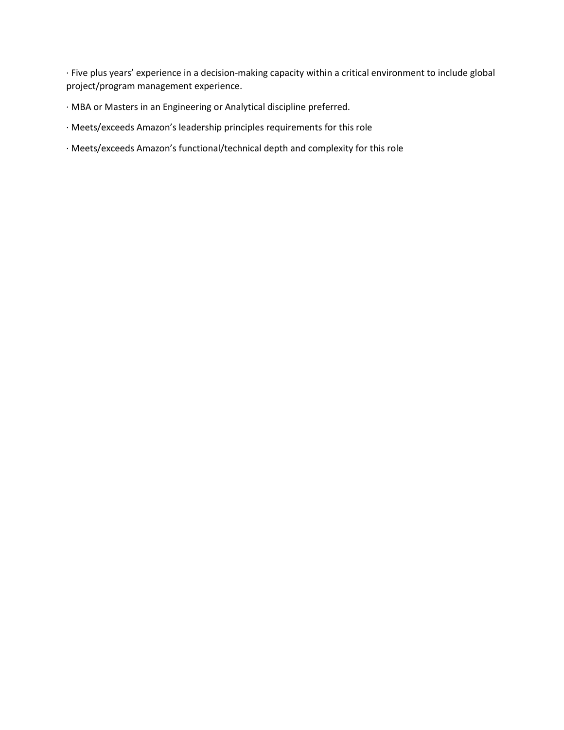- Five plus years' experience in a decision-making capacity within a critical environment to include global project/program management experience.
- MBA or Masters in an Engineering or Analytical discipline preferred.
- Meets/exceeds Amazon's leadership principles requirements for this role
- Meets/exceeds Amazon's functional/technical depth and complexity for this role